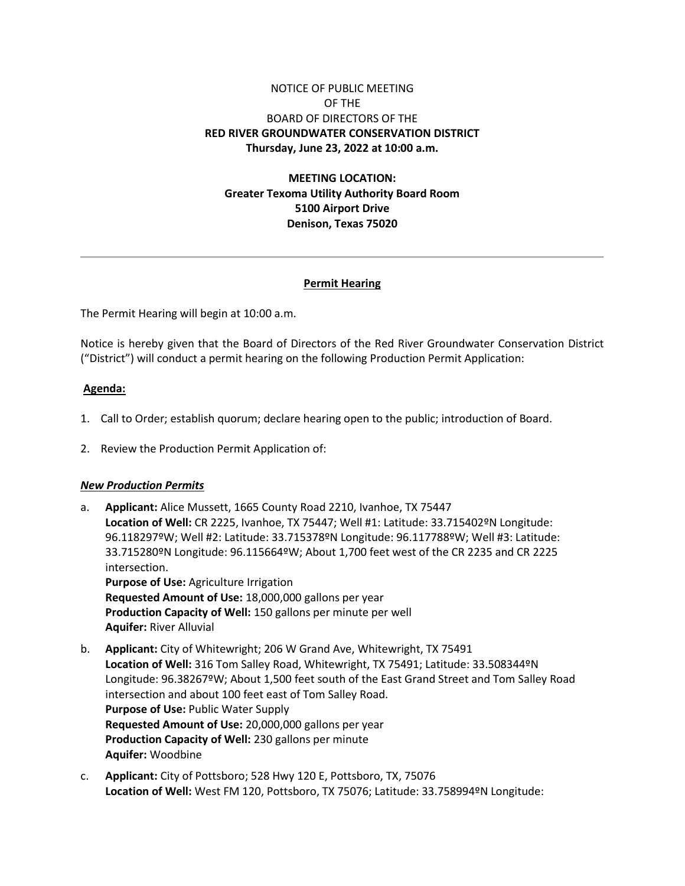NOTICE OF PUBLIC MEETING
OF THE
BOARD OF DIRECTORS OF THE
**RED RIVER GROUNDWATER CONSERVATION DISTRICT**
**Thursday, June 23, 2022 at 10:00 a.m.**

**MEETING LOCATION:**
**Greater Texoma Utility Authority Board Room**
**5100 Airport Drive**
**Denison, Texas 75020**

---

## Permit Hearing

The Permit Hearing will begin at 10:00 a.m.

Notice is hereby given that the Board of Directors of the Red River Groundwater Conservation District ("District") will conduct a permit hearing on the following Production Permit Application:

**Agenda:**

1. Call to Order; establish quorum; declare hearing open to the public; introduction of Board.

2. Review the Production Permit Application of:

***New Production Permits***

a. **Applicant:** Alice Mussett, 1665 County Road 2210, Ivanhoe, TX 75447
   **Location of Well:** CR 2225, Ivanhoe, TX 75447; Well #1: Latitude: 33.715402ºN Longitude: 96.118297ºW; Well #2: Latitude: 33.715378ºN Longitude: 96.117788ºW; Well #3: Latitude: 33.715280ºN Longitude: 96.115664ºW; About 1,700 feet west of the CR 2235 and CR 2225 intersection.
   **Purpose of Use:** Agriculture Irrigation
   **Requested Amount of Use:** 18,000,000 gallons per year
   **Production Capacity of Well:** 150 gallons per minute per well
   **Aquifer:** River Alluvial

b. **Applicant:** City of Whitewright; 206 W Grand Ave, Whitewright, TX 75491
   **Location of Well:** 316 Tom Salley Road, Whitewright, TX 75491; Latitude: 33.508344ºN Longitude: 96.38267ºW; About 1,500 feet south of the East Grand Street and Tom Salley Road intersection and about 100 feet east of Tom Salley Road.
   **Purpose of Use:** Public Water Supply
   **Requested Amount of Use:** 20,000,000 gallons per year
   **Production Capacity of Well:** 230 gallons per minute
   **Aquifer:** Woodbine

c. **Applicant:** City of Pottsboro; 528 Hwy 120 E, Pottsboro, TX, 75076
   **Location of Well:** West FM 120, Pottsboro, TX 75076; Latitude: 33.758994ºN Longitude: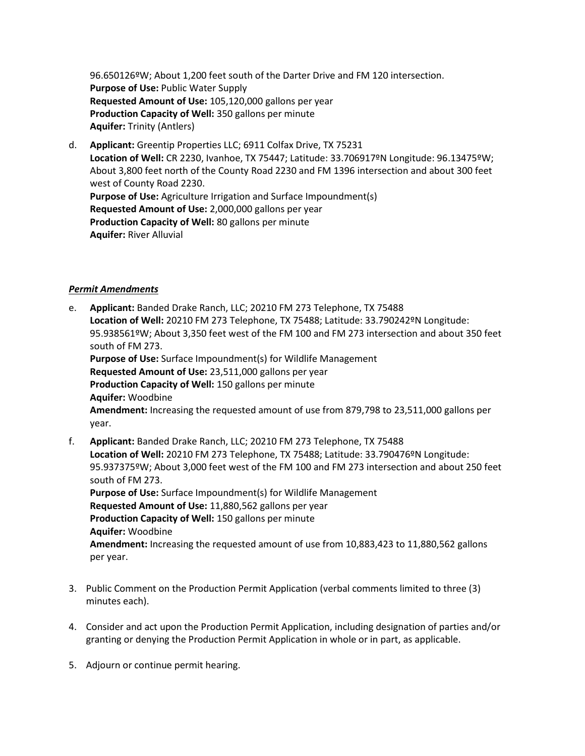96.650126ºW; About 1,200 feet south of the Darter Drive and FM 120 intersection.
**Purpose of Use:** Public Water Supply
**Requested Amount of Use:** 105,120,000 gallons per year
**Production Capacity of Well:** 350 gallons per minute
**Aquifer:** Trinity (Antlers)

d. **Applicant:** Greentip Properties LLC; 6911 Colfax Drive, TX 75231
**Location of Well:** CR 2230, Ivanhoe, TX 75447; Latitude: 33.706917ºN Longitude: 96.13475ºW; About 3,800 feet north of the County Road 2230 and FM 1396 intersection and about 300 feet west of County Road 2230.
**Purpose of Use:** Agriculture Irrigation and Surface Impoundment(s)
**Requested Amount of Use:** 2,000,000 gallons per year
**Production Capacity of Well:** 80 gallons per minute
**Aquifer:** River Alluvial

***Permit Amendments***

e. **Applicant:** Banded Drake Ranch, LLC; 20210 FM 273 Telephone, TX 75488
**Location of Well:** 20210 FM 273 Telephone, TX 75488; Latitude: 33.790242ºN Longitude: 95.938561ºW; About 3,350 feet west of the FM 100 and FM 273 intersection and about 350 feet south of FM 273.
**Purpose of Use:** Surface Impoundment(s) for Wildlife Management
**Requested Amount of Use:** 23,511,000 gallons per year
**Production Capacity of Well:** 150 gallons per minute
**Aquifer:** Woodbine
**Amendment:** Increasing the requested amount of use from 879,798 to 23,511,000 gallons per year.

f. **Applicant:** Banded Drake Ranch, LLC; 20210 FM 273 Telephone, TX 75488
**Location of Well:** 20210 FM 273 Telephone, TX 75488; Latitude: 33.790476ºN Longitude: 95.937375ºW; About 3,000 feet west of the FM 100 and FM 273 intersection and about 250 feet south of FM 273.
**Purpose of Use:** Surface Impoundment(s) for Wildlife Management
**Requested Amount of Use:** 11,880,562 gallons per year
**Production Capacity of Well:** 150 gallons per minute
**Aquifer:** Woodbine
**Amendment:** Increasing the requested amount of use from 10,883,423 to 11,880,562 gallons per year.

3. Public Comment on the Production Permit Application (verbal comments limited to three (3) minutes each).

4. Consider and act upon the Production Permit Application, including designation of parties and/or granting or denying the Production Permit Application in whole or in part, as applicable.

5. Adjourn or continue permit hearing.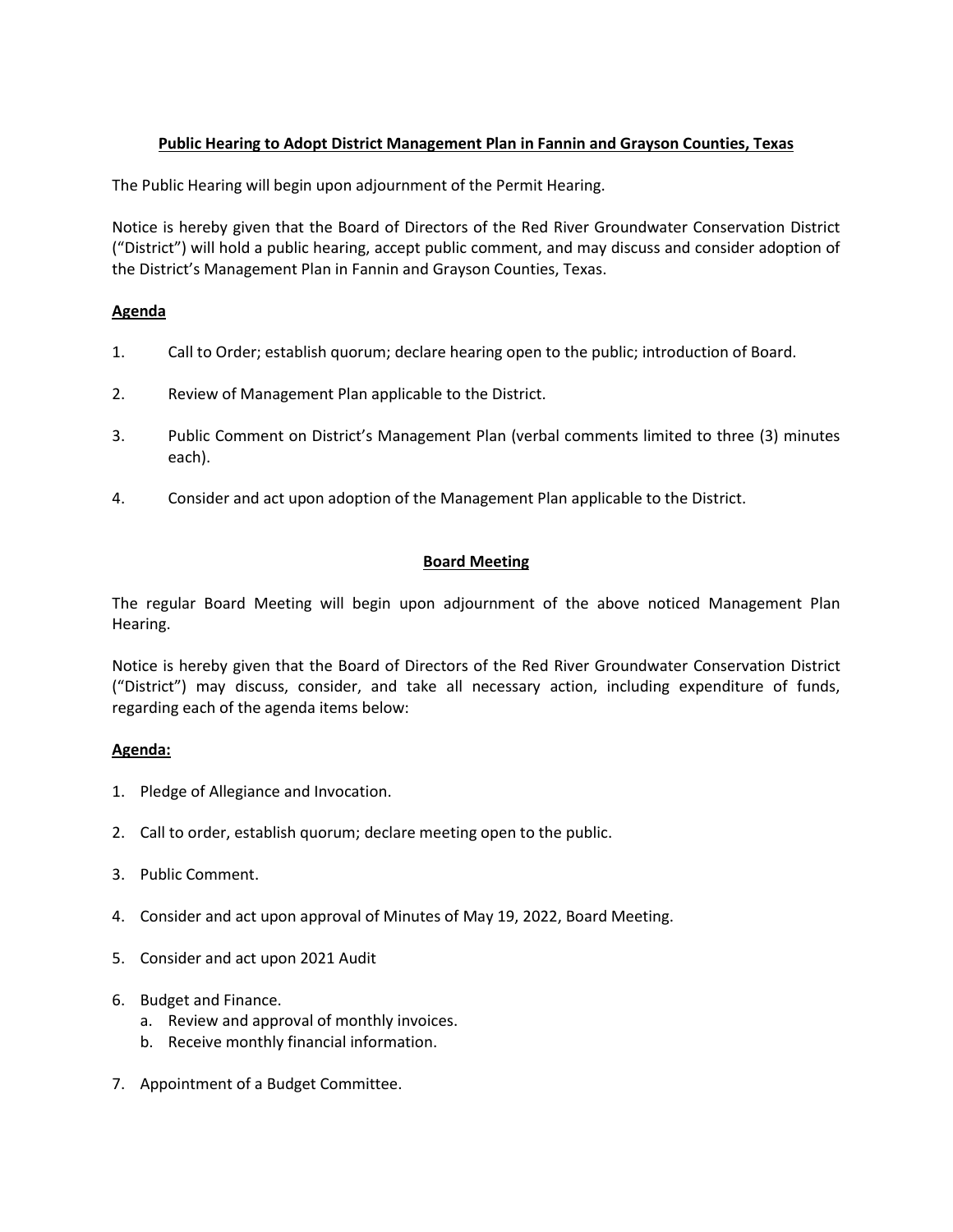**Public Hearing to Adopt District Management Plan in Fannin and Grayson Counties, Texas**

The Public Hearing will begin upon adjournment of the Permit Hearing.

Notice is hereby given that the Board of Directors of the Red River Groundwater Conservation District ("District") will hold a public hearing, accept public comment, and may discuss and consider adoption of the District's Management Plan in Fannin and Grayson Counties, Texas.

**Agenda**

1. Call to Order; establish quorum; declare hearing open to the public; introduction of Board.

2. Review of Management Plan applicable to the District.

3. Public Comment on District's Management Plan (verbal comments limited to three (3) minutes each).

4. Consider and act upon adoption of the Management Plan applicable to the District.

**Board Meeting**

The regular Board Meeting will begin upon adjournment of the above noticed Management Plan Hearing.

Notice is hereby given that the Board of Directors of the Red River Groundwater Conservation District ("District") may discuss, consider, and take all necessary action, including expenditure of funds, regarding each of the agenda items below:

**Agenda:**

1. Pledge of Allegiance and Invocation.

2. Call to order, establish quorum; declare meeting open to the public.

3. Public Comment.

4. Consider and act upon approval of Minutes of May 19, 2022, Board Meeting.

5. Consider and act upon 2021 Audit

6. Budget and Finance.
   a. Review and approval of monthly invoices.
   b. Receive monthly financial information.

7. Appointment of a Budget Committee.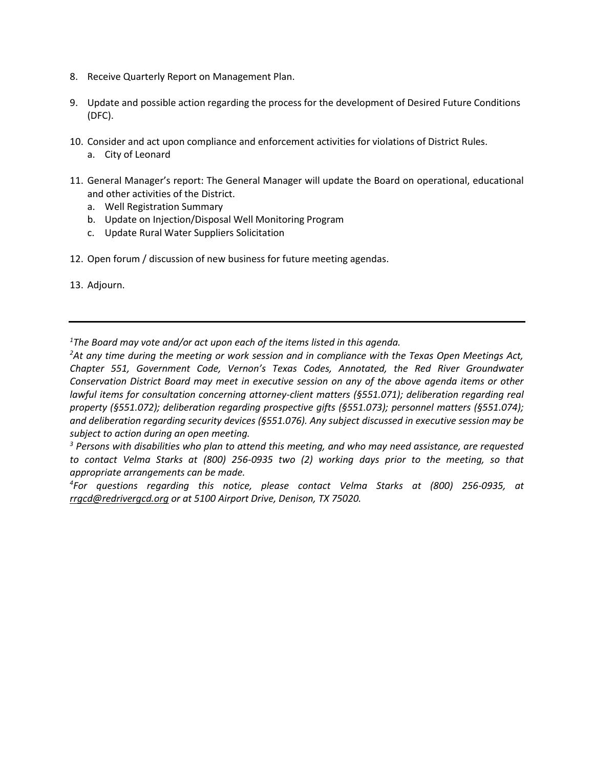8. Receive Quarterly Report on Management Plan.

9. Update and possible action regarding the process for the development of Desired Future Conditions (DFC).

10. Consider and act upon compliance and enforcement activities for violations of District Rules.
    a. City of Leonard

11. General Manager's report: The General Manager will update the Board on operational, educational and other activities of the District.
    a. Well Registration Summary
    b. Update on Injection/Disposal Well Monitoring Program
    c. Update Rural Water Suppliers Solicitation

12. Open forum / discussion of new business for future meeting agendas.

13. Adjourn.

---

*[1]The Board may vote and/or act upon each of the items listed in this agenda.*

*[2]At any time during the meeting or work session and in compliance with the Texas Open Meetings Act, Chapter 551, Government Code, Vernon's Texas Codes, Annotated, the Red River Groundwater Conservation District Board may meet in executive session on any of the above agenda items or other lawful items for consultation concerning attorney-client matters (§551.071); deliberation regarding real property (§551.072); deliberation regarding prospective gifts (§551.073); personnel matters (§551.074); and deliberation regarding security devices (§551.076). Any subject discussed in executive session may be subject to action during an open meeting.*

*[3] Persons with disabilities who plan to attend this meeting, and who may need assistance, are requested to contact Velma Starks at (800) 256-0935 two (2) working days prior to the meeting, so that appropriate arrangements can be made.*

*[4]For questions regarding this notice, please contact Velma Starks at (800) 256-0935, at rrgcd@redrivergcd.org or at 5100 Airport Drive, Denison, TX 75020.*